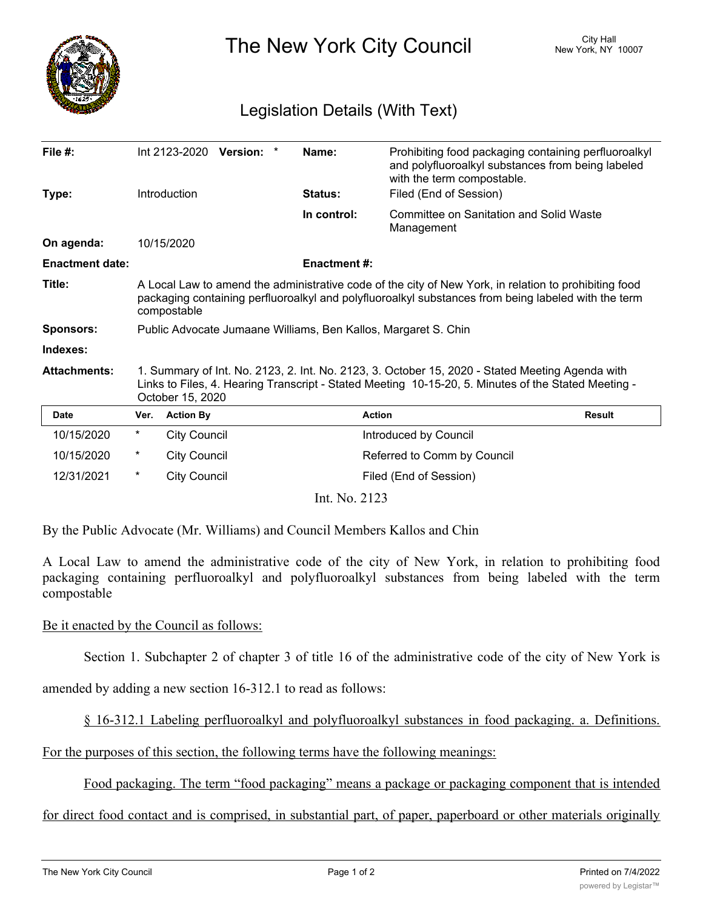# The New York City Council

City Hall
New York, NY 10007

## Legislation Details (With Text)

| | | | |
|---|---|---|---|
| **File #:** | Int 2123-2020 **Version:** * | **Name:** | Prohibiting food packaging containing perfluoroalkyl and polyfluoroalkyl substances from being labeled with the term compostable. |
| **Type:** | Introduction | **Status:** | Filed (End of Session) |
| | | **In control:** | Committee on Sanitation and Solid Waste Management |
| **On agenda:** | 10/15/2020 | | |
| **Enactment date:** | | **Enactment #:** | |

**Title:** A Local Law to amend the administrative code of the city of New York, in relation to prohibiting food packaging containing perfluoroalkyl and polyfluoroalkyl substances from being labeled with the term compostable

**Sponsors:** Public Advocate Jumaane Williams, Ben Kallos, Margaret S. Chin

**Indexes:**

**Attachments:** 1. Summary of Int. No. 2123, 2. Int. No. 2123, 3. October 15, 2020 - Stated Meeting Agenda with Links to Files, 4. Hearing Transcript - Stated Meeting 10-15-20, 5. Minutes of the Stated Meeting - October 15, 2020

| Date | Ver. | Action By | Action | Result |
|---|---|---|---|---|
| 10/15/2020 | * | City Council | Introduced by Council | |
| 10/15/2020 | * | City Council | Referred to Comm by Council | |
| 12/31/2021 | * | City Council | Filed (End of Session) | |

Int. No. 2123

By the Public Advocate (Mr. Williams) and Council Members Kallos and Chin

A Local Law to amend the administrative code of the city of New York, in relation to prohibiting food packaging containing perfluoroalkyl and polyfluoroalkyl substances from being labeled with the term compostable

Be it enacted by the Council as follows:

Section 1. Subchapter 2 of chapter 3 of title 16 of the administrative code of the city of New York is amended by adding a new section 16-312.1 to read as follows:

§ 16-312.1 Labeling perfluoroalkyl and polyfluoroalkyl substances in food packaging. a. Definitions. For the purposes of this section, the following terms have the following meanings:

Food packaging. The term "food packaging" means a package or packaging component that is intended for direct food contact and is comprised, in substantial part, of paper, paperboard or other materials originally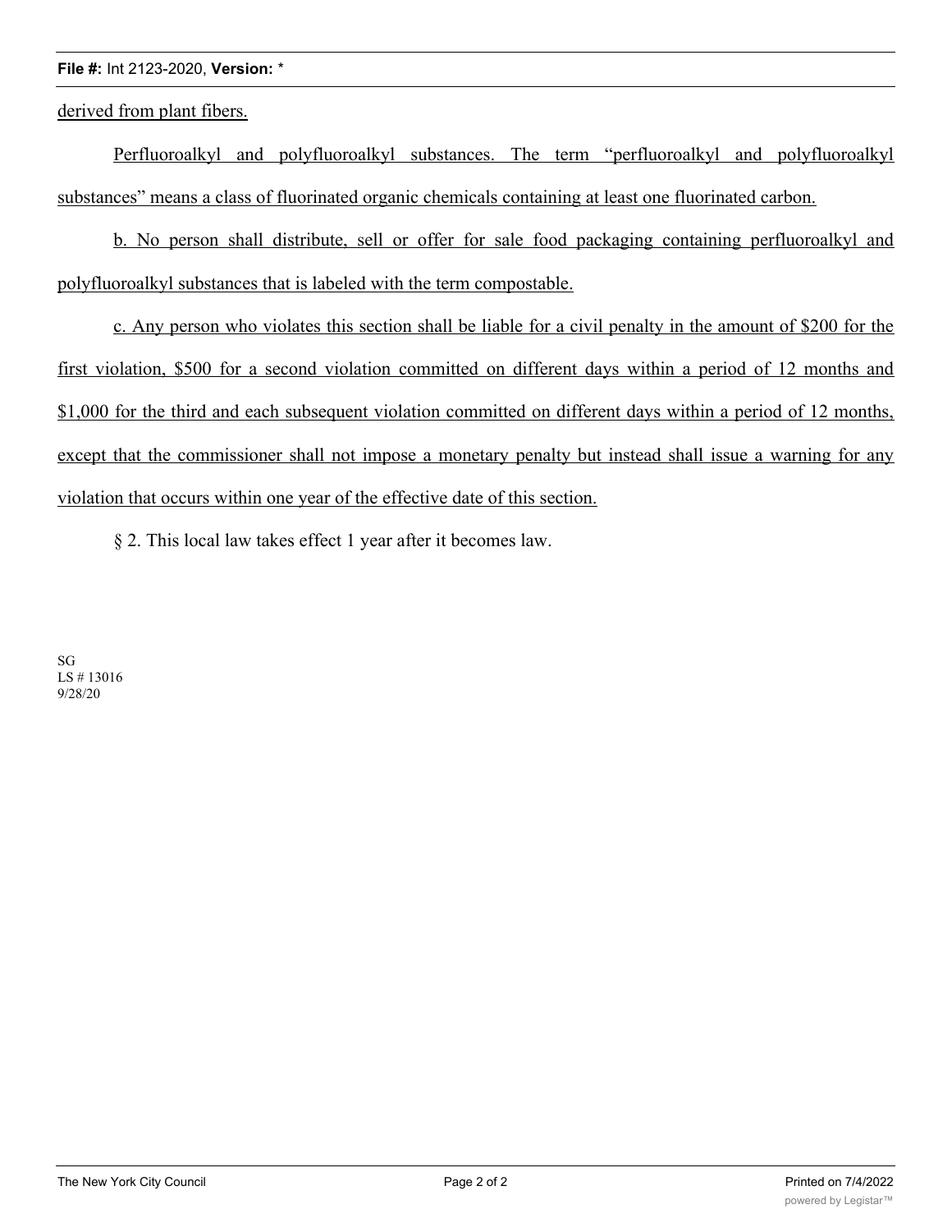derived from plant fibers.

Perfluoroalkyl and polyfluoroalkyl substances. The term "perfluoroalkyl and polyfluoroalkyl substances" means a class of fluorinated organic chemicals containing at least one fluorinated carbon.

b. No person shall distribute, sell or offer for sale food packaging containing perfluoroalkyl and polyfluoroalkyl substances that is labeled with the term compostable.

c. Any person who violates this section shall be liable for a civil penalty in the amount of $200 for the first violation, $500 for a second violation committed on different days within a period of 12 months and $1,000 for the third and each subsequent violation committed on different days within a period of 12 months, except that the commissioner shall not impose a monetary penalty but instead shall issue a warning for any violation that occurs within one year of the effective date of this section.

§ 2. This local law takes effect 1 year after it becomes law.

SG
LS # 13016
9/28/20